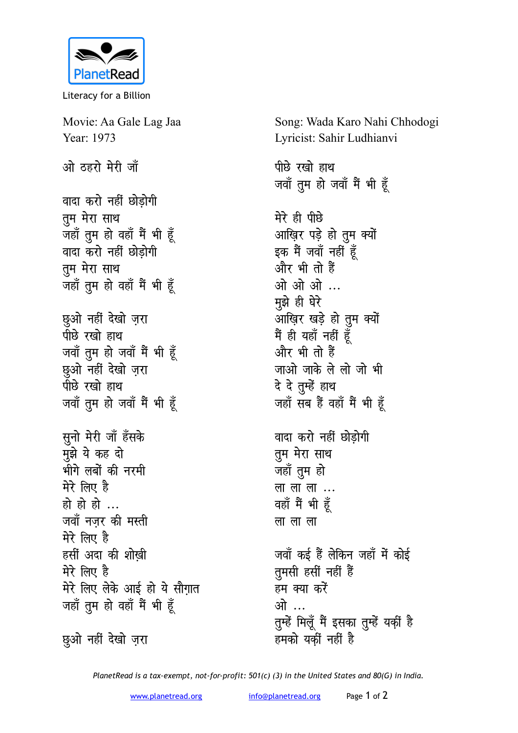PlanetRead

Literacy for a Billion

Movie: Aa Gale Lag Jaa
Year: 1973

Song: Wada Karo Nahi Chhodogi
Lyricist: Sahir Ludhianvi

ओ ठहरो मेरी जाँ

वादा करो नहीं छोड़ोगी
तुम मेरा साथ
जहाँ तुम हो वहाँ मैं भी हूँ
वादा करो नहीं छोड़ोगी
तुम मेरा साथ
जहाँ तुम हो वहाँ मैं भी हूँ

छुओ नहीं देखो ज़रा
पीछे रखो हाथ
जवाँ तुम हो जवाँ मैं भी हूँ
छुओ नहीं देखो ज़रा
पीछे रखो हाथ
जवाँ तुम हो जवाँ मैं भी हूँ

सुनो मेरी जाँ हँसके
मुझे ये कह दो
भीगे लबों की नरमी
मेरे लिए है
हो हो हो ...
जवाँ नज़र की मस्ती
मेरे लिए है
हसीं अदा की शोख़ी
मेरे लिए है
मेरे लिए लेके आई हो ये सौग़ात
जहाँ तुम हो वहाँ मैं भी हूँ

छुओ नहीं देखो ज़रा
पीछे रखो हाथ
जवाँ तुम हो जवाँ मैं भी हूँ

मेरे ही पीछे
आख़िर पड़े हो तुम क्यों
इक मैं जवाँ नहीं हूँ
और भी तो हैं
ओ ओ ओ ...
मुझे ही घेरे
आख़िर खड़े हो तुम क्यों
मैं ही यहाँ नहीं हूँ
और भी तो हैं
जाओ जाके ले लो जो भी
दे दे तुम्हें हाथ
जहाँ सब हैं वहाँ मैं भी हूँ

वादा करो नहीं छोड़ोगी
तुम मेरा साथ
जहाँ तुम हो
ला ला ला ...
वहाँ मैं भी हूँ
ला ला ला

जवाँ कई हैं लेकिन जहाँ में कोई
तुमसी हसीं नहीं हैं
हम क्या करें
ओ ...
तुम्हें मिलूँ मैं इसका तुम्हें यक़ीं है
हमको यक़ीं नहीं है

*PlanetRead is a tax-exempt, not-for-profit: 501(c) (3) in the United States and 80(G) in India.*

www.planetread.org info@planetread.org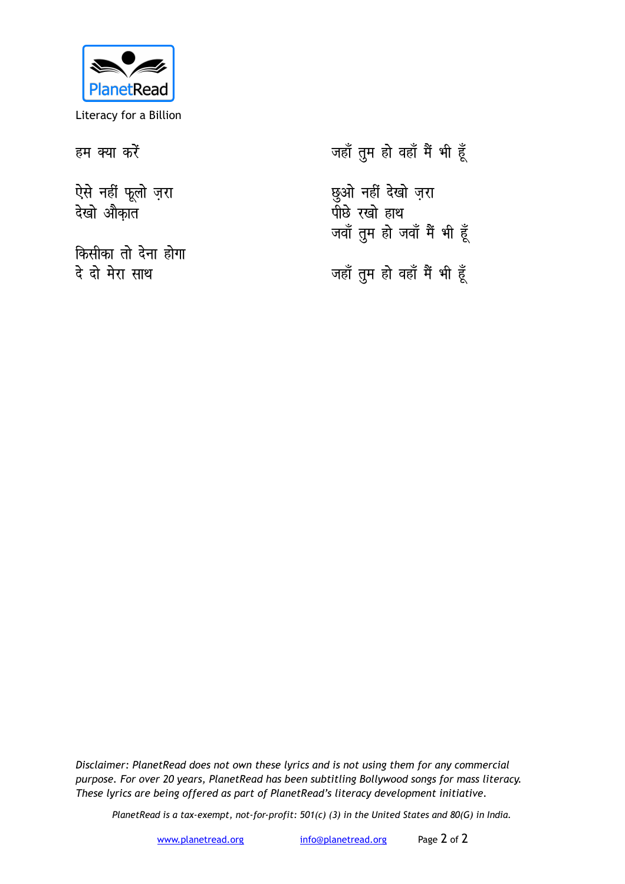Literacy for a Billion

हम क्या करें

ऐसे नहीं फूलो ज़रा
देखो औक़ात

किसीका तो देना होगा
दे दो मेरा साथ

जहाँ तुम हो वहाँ मैं भी हूँ

छुओ नहीं देखो ज़रा
पीछे रखो हाथ
जवाँ तुम हो जवाँ मैं भी हूँ

जहाँ तुम हो वहाँ मैं भी हूँ

*Disclaimer: PlanetRead does not own these lyrics and is not using them for any commercial purpose. For over 20 years, PlanetRead has been subtitling Bollywood songs for mass literacy. These lyrics are being offered as part of PlanetRead's literacy development initiative.*

*PlanetRead is a tax-exempt, not-for-profit: 501(c) (3) in the United States and 80(G) in India.*

www.planetread.org info@planetread.org